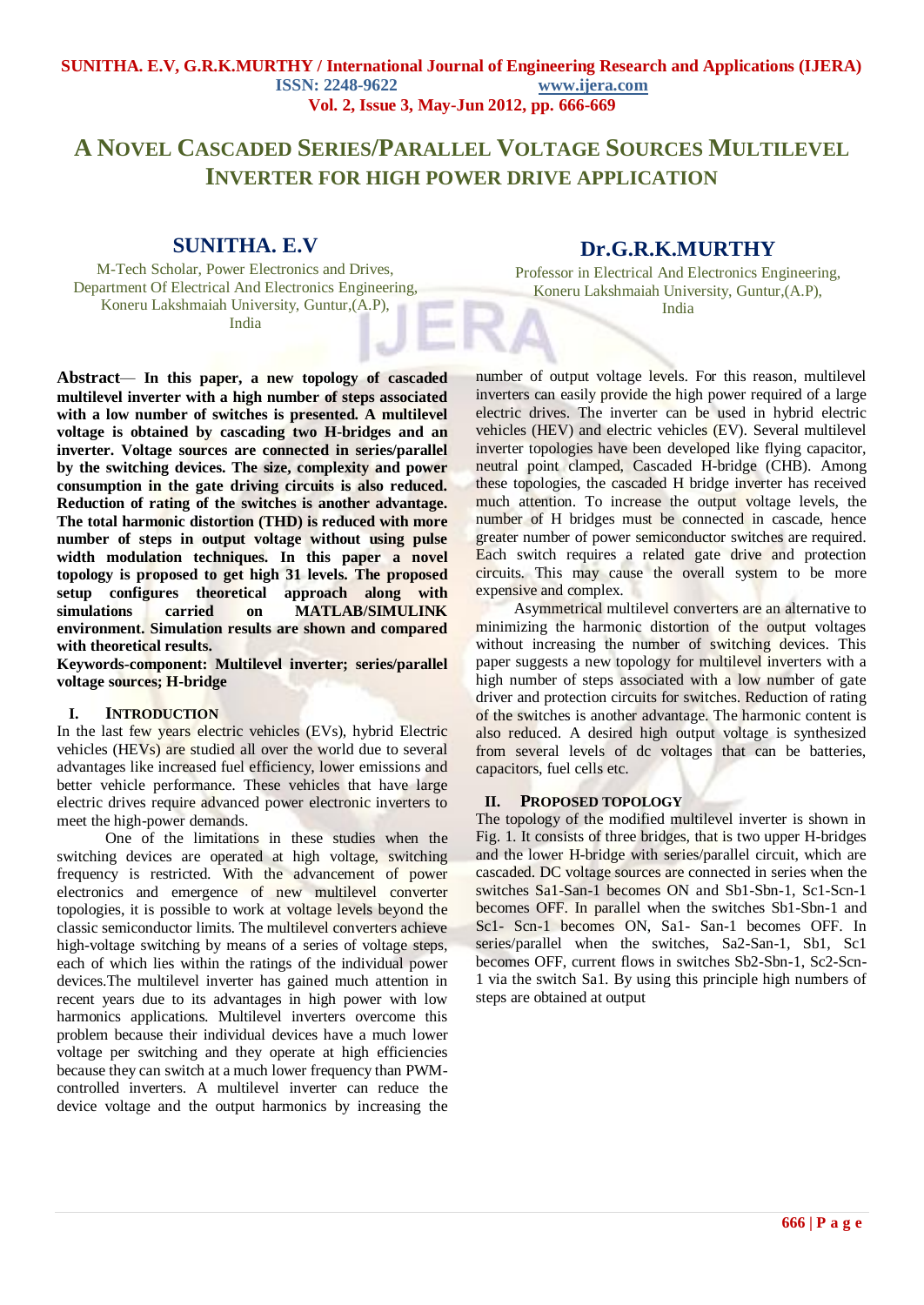# A Novel Cascaded Series/Parallel Voltage Sources Multilevel Inverter for High Power Drive Application

**SUNITHA. E.V**

M-Tech Scholar, Power Electronics and Drives,
Department Of Electrical And Electronics Engineering,
Koneru Lakshmaiah University, Guntur,(A.P),
India

**Dr.G.R.K.MURTHY**

Professor in Electrical And Electronics Engineering,
Koneru Lakshmaiah University, Guntur,(A.P),
India

**Abstract**— **In this paper, a new topology of cascaded multilevel inverter with a high number of steps associated with a low number of switches is presented. A multilevel voltage is obtained by cascading two H-bridges and an inverter. Voltage sources are connected in series/parallel by the switching devices. The size, complexity and power consumption in the gate driving circuits is also reduced. Reduction of rating of the switches is another advantage. The total harmonic distortion (THD) is reduced with more number of steps in output voltage without using pulse width modulation techniques. In this paper a novel topology is proposed to get high 31 levels. The proposed setup configures theoretical approach along with simulations carried on MATLAB/SIMULINK environment. Simulation results are shown and compared with theoretical results.**

**Keywords-component: Multilevel inverter; series/parallel voltage sources; H-bridge**

## I. Introduction

In the last few years electric vehicles (EVs), hybrid Electric vehicles (HEVs) are studied all over the world due to several advantages like increased fuel efficiency, lower emissions and better vehicle performance. These vehicles that have large electric drives require advanced power electronic inverters to meet the high-power demands.

One of the limitations in these studies when the switching devices are operated at high voltage, switching frequency is restricted. With the advancement of power electronics and emergence of new multilevel converter topologies, it is possible to work at voltage levels beyond the classic semiconductor limits. The multilevel converters achieve high-voltage switching by means of a series of voltage steps, each of which lies within the ratings of the individual power devices.The multilevel inverter has gained much attention in recent years due to its advantages in high power with low harmonics applications. Multilevel inverters overcome this problem because their individual devices have a much lower voltage per switching and they operate at high efficiencies because they can switch at a much lower frequency than PWM-controlled inverters. A multilevel inverter can reduce the device voltage and the output harmonics by increasing the number of output voltage levels. For this reason, multilevel inverters can easily provide the high power required of a large electric drives. The inverter can be used in hybrid electric vehicles (HEV) and electric vehicles (EV). Several multilevel inverter topologies have been developed like flying capacitor, neutral point clamped, Cascaded H-bridge (CHB). Among these topologies, the cascaded H bridge inverter has received much attention. To increase the output voltage levels, the number of H bridges must be connected in cascade, hence greater number of power semiconductor switches are required. Each switch requires a related gate drive and protection circuits. This may cause the overall system to be more expensive and complex.

Asymmetrical multilevel converters are an alternative to minimizing the harmonic distortion of the output voltages without increasing the number of switching devices. This paper suggests a new topology for multilevel inverters with a high number of steps associated with a low number of gate driver and protection circuits for switches. Reduction of rating of the switches is another advantage. The harmonic content is also reduced. A desired high output voltage is synthesized from several levels of dc voltages that can be batteries, capacitors, fuel cells etc.

## II. Proposed Topology

The topology of the modified multilevel inverter is shown in Fig. 1. It consists of three bridges, that is two upper H-bridges and the lower H-bridge with series/parallel circuit, which are cascaded. DC voltage sources are connected in series when the switches Sa1-San-1 becomes ON and Sb1-Sbn-1, Sc1-Scn-1 becomes OFF. In parallel when the switches Sb1-Sbn-1 and Sc1- Scn-1 becomes ON, Sa1- San-1 becomes OFF. In series/parallel when the switches, Sa2-San-1, Sb1, Sc1 becomes OFF, current flows in switches Sb2-Sbn-1, Sc2-Scn-1 via the switch Sa1. By using this principle high numbers of steps are obtained at output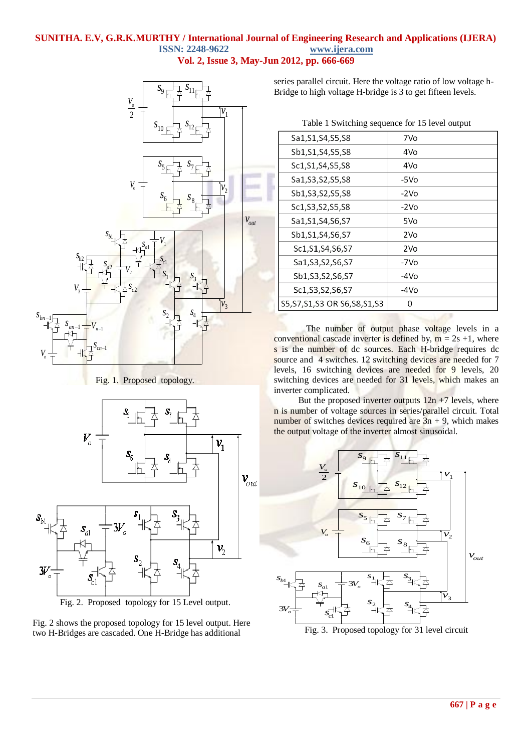Fig. 1. Proposed topology.

Fig. 2. Proposed topology for 15 Level output.

Fig. 2 shows the proposed topology for 15 level output. Here two H-Bridges are cascaded. One H-Bridge has additional series parallel circuit. Here the voltage ratio of low voltage h-Bridge to high voltage H-bridge is 3 to get fifteen levels.

Table 1 Switching sequence for 15 level output

| | |
|---|---|
| Sa1,S1,S4,S5,S8 | 7Vo |
| Sb1,S1,S4,S5,S8 | 4Vo |
| Sc1,S1,S4,S5,S8 | 4Vo |
| Sa1,S3,S2,S5,S8 | -5Vo |
| Sb1,S3,S2,S5,S8 | -2Vo |
| Sc1,S3,S2,S5,S8 | -2Vo |
| Sa1,S1,S4,S6,S7 | 5Vo |
| Sb1,S1,S4,S6,S7 | 2Vo |
| Sc1,S1,S4,S6,S7 | 2Vo |
| Sa1,S3,S2,S6,S7 | -7Vo |
| Sb1,S3,S2,S6,S7 | -4Vo |
| Sc1,S3,S2,S6,S7 | -4Vo |
| S5,S7,S1,S3 OR S6,S8,S1,S3 | 0 |

The number of output phase voltage levels in a conventional cascade inverter is defined by, m = 2s +1, where s is the number of dc sources. Each H-bridge requires dc source and 4 switches. 12 switching devices are needed for 7 levels, 16 switching devices are needed for 9 levels, 20 switching devices are needed for 31 levels, which makes an inverter complicated.

But the proposed inverter outputs 12n +7 levels, where n is number of voltage sources in series/parallel circuit. Total number of switches devices required are 3n + 9, which makes the output voltage of the inverter almost sinusoidal.

Fig. 3. Proposed topology for 31 level circuit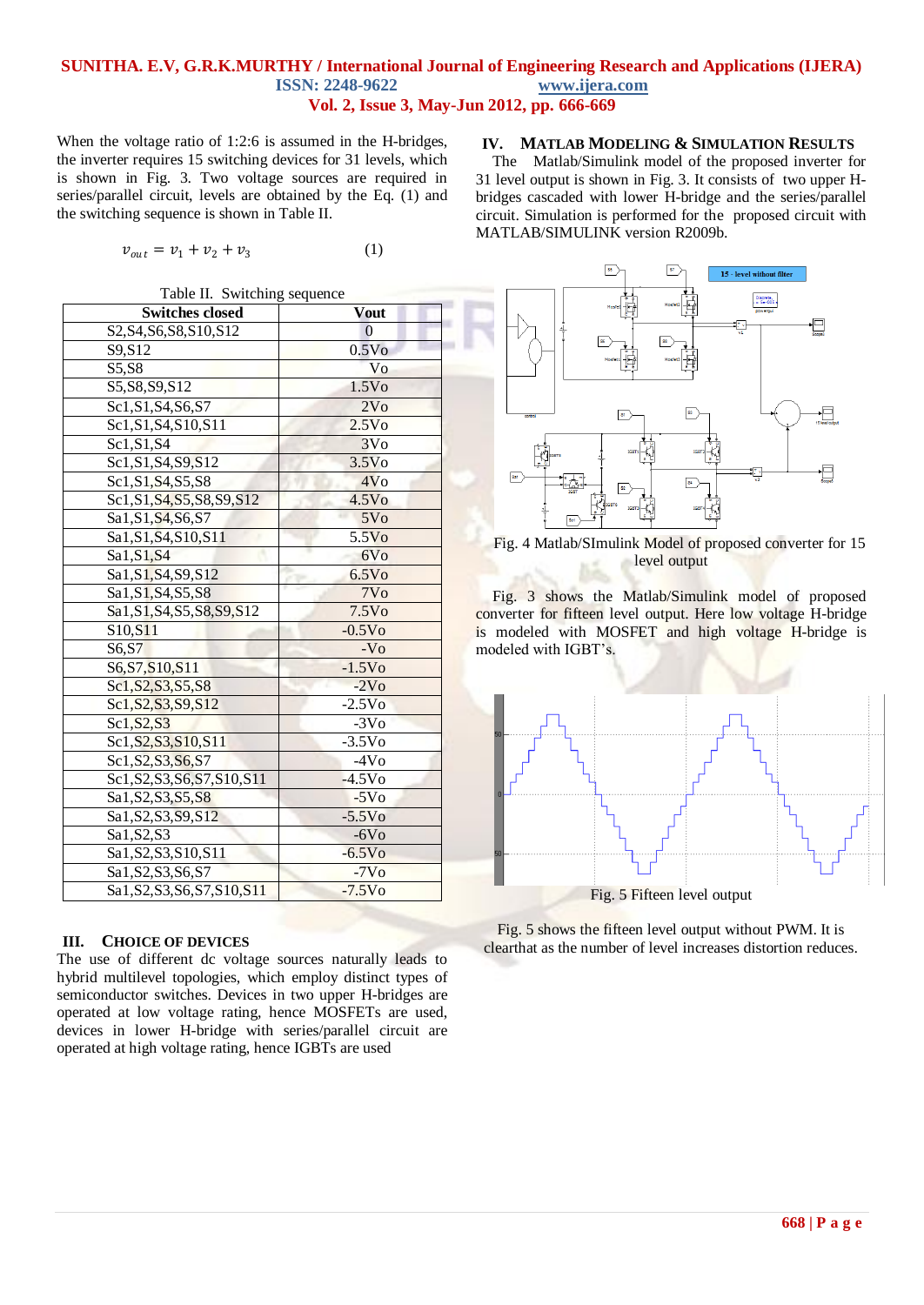When the voltage ratio of 1:2:6 is assumed in the H-bridges, the inverter requires 15 switching devices for 31 levels, which is shown in Fig. 3. Two voltage sources are required in series/parallel circuit, levels are obtained by the Eq. (1) and the switching sequence is shown in Table II.

$$v_{out} = v_1 + v_2 + v_3 \qquad (1)$$

Table II. Switching sequence

| Switches closed | Vout |
|---|---|
| S2,S4,S6,S8,S10,S12 | 0 |
| S9,S12 | 0.5Vo |
| S5,S8 | Vo |
| S5,S8,S9,S12 | 1.5Vo |
| Sc1,S1,S4,S6,S7 | 2Vo |
| Sc1,S1,S4,S10,S11 | 2.5Vo |
| Sc1,S1,S4 | 3Vo |
| Sc1,S1,S4,S9,S12 | 3.5Vo |
| Sc1,S1,S4,S5,S8 | 4Vo |
| Sc1,S1,S4,S5,S8,S9,S12 | 4.5Vo |
| Sa1,S1,S4,S6,S7 | 5Vo |
| Sa1,S1,S4,S10,S11 | 5.5Vo |
| Sa1,S1,S4 | 6Vo |
| Sa1,S1,S4,S9,S12 | 6.5Vo |
| Sa1,S1,S4,S5,S8 | 7Vo |
| Sa1,S1,S4,S5,S8,S9,S12 | 7.5Vo |
| S10,S11 | -0.5Vo |
| S6,S7 | -Vo |
| S6,S7,S10,S11 | -1.5Vo |
| Sc1,S2,S3,S5,S8 | -2Vo |
| Sc1,S2,S3,S9,S12 | -2.5Vo |
| Sc1,S2,S3 | -3Vo |
| Sc1,S2,S3,S10,S11 | -3.5Vo |
| Sc1,S2,S3,S6,S7 | -4Vo |
| Sc1,S2,S3,S6,S7,S10,S11 | -4.5Vo |
| Sa1,S2,S3,S5,S8 | -5Vo |
| Sa1,S2,S3,S9,S12 | -5.5Vo |
| Sa1,S2,S3 | -6Vo |
| Sa1,S2,S3,S10,S11 | -6.5Vo |
| Sa1,S2,S3,S6,S7 | -7Vo |
| Sa1,S2,S3,S6,S7,S10,S11 | -7.5Vo |

## III. Choice of Devices

The use of different dc voltage sources naturally leads to hybrid multilevel topologies, which employ distinct types of semiconductor switches. Devices in two upper H-bridges are operated at low voltage rating, hence MOSFETs are used, devices in lower H-bridge with series/parallel circuit are operated at high voltage rating, hence IGBTs are used

## IV. Matlab Modeling & Simulation Results

The Matlab/Simulink model of the proposed inverter for 31 level output is shown in Fig. 3. It consists of two upper H-bridges cascaded with lower H-bridge and the series/parallel circuit. Simulation is performed for the proposed circuit with MATLAB/SIMULINK version R2009b.

Fig. 4 Matlab/SImulink Model of proposed converter for 15 level output

Fig. 3 shows the Matlab/Simulink model of proposed converter for fifteen level output. Here low voltage H-bridge is modeled with MOSFET and high voltage H-bridge is modeled with IGBT's.

Fig. 5 Fifteen level output

Fig. 5 shows the fifteen level output without PWM. It is clearthat as the number of level increases distortion reduces.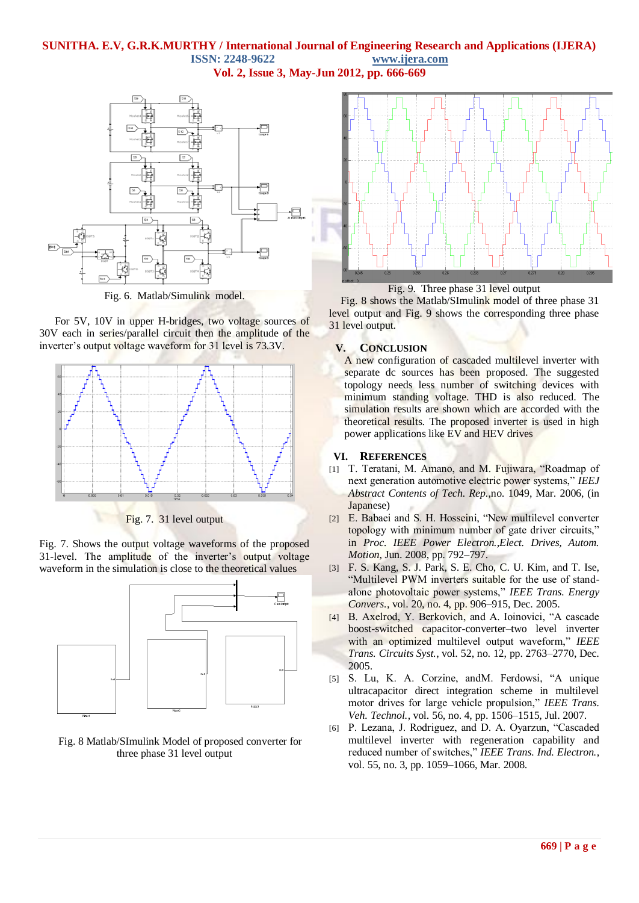Fig. 6. Matlab/Simulink model.

For 5V, 10V in upper H-bridges, two voltage sources of 30V each in series/parallel circuit then the amplitude of the inverter's output voltage waveform for 31 level is 73.3V.

Fig. 7. 31 level output

Fig. 7. Shows the output voltage waveforms of the proposed 31-level. The amplitude of the inverter's output voltage waveform in the simulation is close to the theoretical values

Fig. 8 Matlab/SImulink Model of proposed converter for three phase 31 level output

Fig. 9. Three phase 31 level output

Fig. 8 shows the Matlab/SImulink model of three phase 31 level output and Fig. 9 shows the corresponding three phase 31 level output.

## V. Conclusion

A new configuration of cascaded multilevel inverter with separate dc sources has been proposed. The suggested topology needs less number of switching devices with minimum standing voltage. THD is also reduced. The simulation results are shown which are accorded with the theoretical results. The proposed inverter is used in high power applications like EV and HEV drives

## VI. References

[1] T. Teratani, M. Amano, and M. Fujiwara, "Roadmap of next generation automotive electric power systems," *IEEJ Abstract Contents of Tech. Rep.*,no. 1049, Mar. 2006, (in Japanese)

[2] E. Babaei and S. H. Hosseini, "New multilevel converter topology with minimum number of gate driver circuits," in *Proc. IEEE Power Electron.,Elect. Drives, Autom. Motion*, Jun. 2008, pp. 792–797.

[3] F. S. Kang, S. J. Park, S. E. Cho, C. U. Kim, and T. Ise, "Multilevel PWM inverters suitable for the use of stand-alone photovoltaic power systems," *IEEE Trans. Energy Convers.*, vol. 20, no. 4, pp. 906–915, Dec. 2005.

[4] B. Axelrod, Y. Berkovich, and A. Ioinovici, "A cascade boost-switched capacitor-converter–two level inverter with an optimized multilevel output waveform," *IEEE Trans. Circuits Syst.*, vol. 52, no. 12, pp. 2763–2770, Dec. 2005.

[5] S. Lu, K. A. Corzine, andM. Ferdowsi, "A unique ultracapacitor direct integration scheme in multilevel motor drives for large vehicle propulsion," *IEEE Trans. Veh. Technol.*, vol. 56, no. 4, pp. 1506–1515, Jul. 2007.

[6] P. Lezana, J. Rodriguez, and D. A. Oyarzun, "Cascaded multilevel inverter with regeneration capability and reduced number of switches," *IEEE Trans. Ind. Electron.*, vol. 55, no. 3, pp. 1059–1066, Mar. 2008.